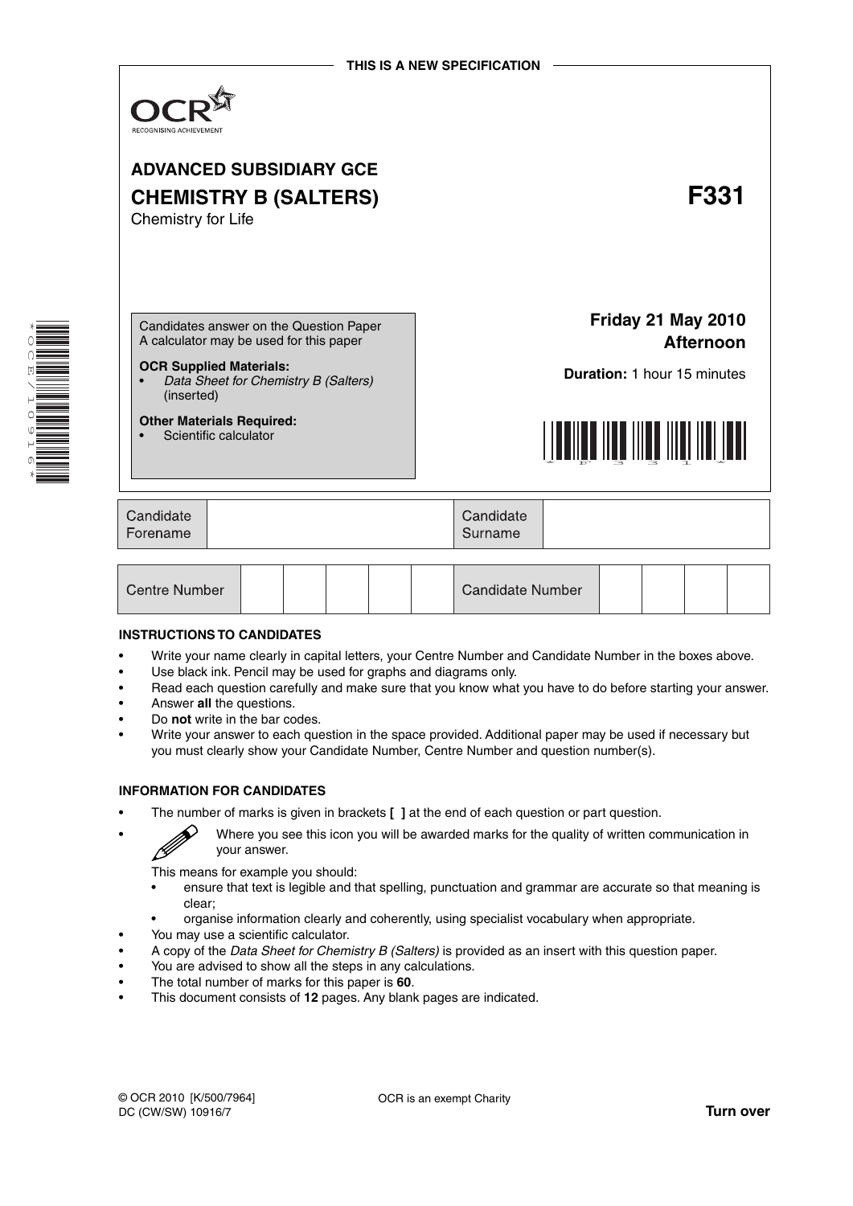**THIS IS A NEW SPECIFICATION**

OCR
RECOGNISING ACHIEVEMENT

# ADVANCED SUBSIDIARY GCE
# CHEMISTRY B (SALTERS) F331

Chemistry for Life

Candidates answer on the Question Paper
A calculator may be used for this paper

**OCR Supplied Materials:**

- *Data Sheet for Chemistry B (Salters)* (inserted)

**Other Materials Required:**

- Scientific calculator

**Friday 21 May 2010**
**Afternoon**

**Duration:** 1 hour 15 minutes

| Candidate Forename | | Candidate Surname | |
|---|---|---|---|

| Centre Number | | | | | | Candidate Number | | | | |
|---|---|---|---|---|---|---|---|---|---|---|

**INSTRUCTIONS TO CANDIDATES**

- Write your name clearly in capital letters, your Centre Number and Candidate Number in the boxes above.
- Use black ink. Pencil may be used for graphs and diagrams only.
- Read each question carefully and make sure that you know what you have to do before starting your answer.
- Answer **all** the questions.
- Do **not** write in the bar codes.
- Write your answer to each question in the space provided. Additional paper may be used if necessary but you must clearly show your Candidate Number, Centre Number and question number(s).

**INFORMATION FOR CANDIDATES**

- The number of marks is given in brackets **[ ]** at the end of each question or part question.
- Where you see this icon you will be awarded marks for the quality of written communication in your answer.

  This means for example you should:
  - ensure that text is legible and that spelling, punctuation and grammar are accurate so that meaning is clear;
  - organise information clearly and coherently, using specialist vocabulary when appropriate.
- You may use a scientific calculator.
- A copy of the *Data Sheet for Chemistry B (Salters)* is provided as an insert with this question paper.
- You are advised to show all the steps in any calculations.
- The total number of marks for this paper is **60**.
- This document consists of **12** pages. Any blank pages are indicated.

© OCR 2010 [K/500/7964]
DC (CW/SW) 10916/7

OCR is an exempt Charity

**Turn over**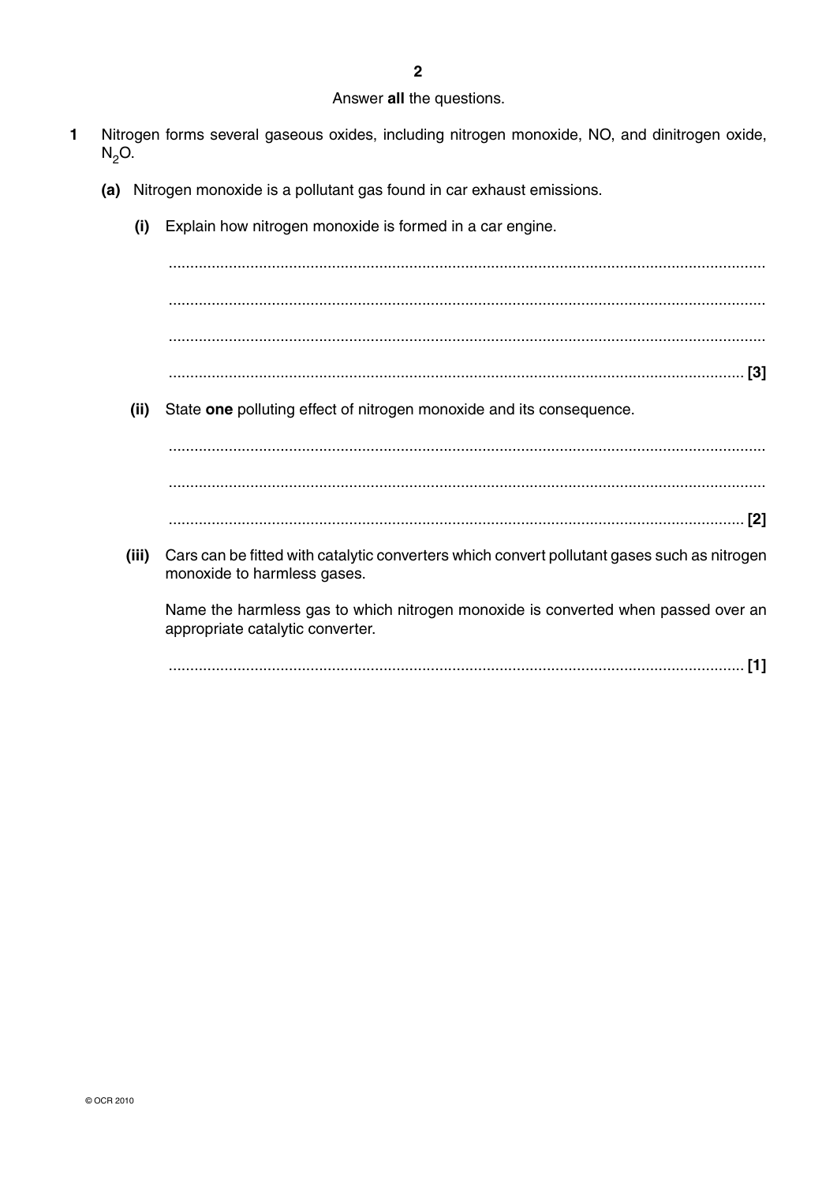Answer **all** the questions.

**1** Nitrogen forms several gaseous oxides, including nitrogen monoxide, NO, and dinitrogen oxide, $N_2O$.

**(a)** Nitrogen monoxide is a pollutant gas found in car exhaust emissions.

**(i)** Explain how nitrogen monoxide is formed in a car engine.

..........................................................................................................................................

..........................................................................................................................................

..........................................................................................................................................

..................................................................................................................................... [3]

**(ii)** State **one** polluting effect of nitrogen monoxide and its consequence.

..........................................................................................................................................

..........................................................................................................................................

..................................................................................................................................... [2]

**(iii)** Cars can be fitted with catalytic converters which convert pollutant gases such as nitrogen monoxide to harmless gases.

Name the harmless gas to which nitrogen monoxide is converted when passed over an appropriate catalytic converter.

..................................................................................................................................... [1]

© OCR 2010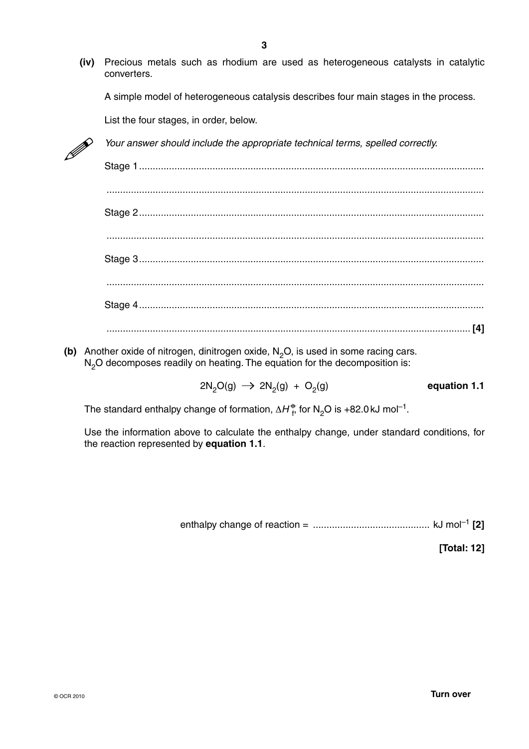(iv) Precious metals such as rhodium are used as heterogeneous catalysts in catalytic converters.

A simple model of heterogeneous catalysis describes four main stages in the process.

List the four stages, in order, below.

*Your answer should include the appropriate technical terms, spelled correctly.*

Stage 1 ..............................................................................................................................

..........................................................................................................................................

Stage 2 ..............................................................................................................................

..........................................................................................................................................

Stage 3 ..............................................................................................................................

..........................................................................................................................................

Stage 4 ..............................................................................................................................

.......................................................................................................................................... **[4]**

**(b)** Another oxide of nitrogen, dinitrogen oxide, $N_2O$, is used in some racing cars. $N_2O$ decomposes readily on heating. The equation for the decomposition is:

$$2N_2O(g) \rightarrow 2N_2(g) + O_2(g) \qquad \textbf{equation 1.1}$$

The standard enthalpy change of formation, $\Delta H_f^{\ominus}$, for $N_2O$ is +82.0 kJ mol$^{-1}$.

Use the information above to calculate the enthalpy change, under standard conditions, for the reaction represented by **equation 1.1**.

enthalpy change of reaction = ........................................... kJ mol$^{-1}$ **[2]**

**[Total: 12]**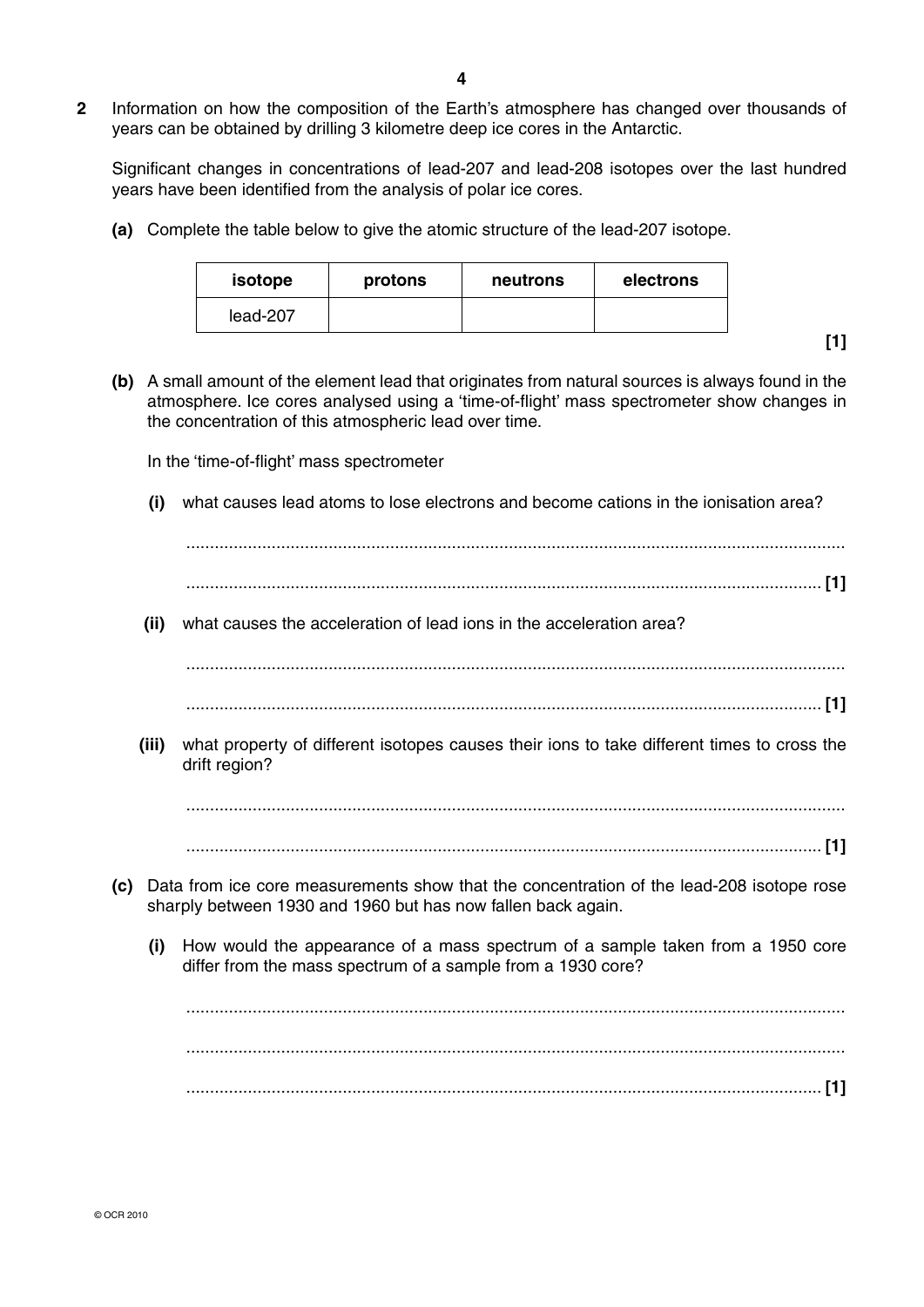**2** Information on how the composition of the Earth's atmosphere has changed over thousands of years can be obtained by drilling 3 kilometre deep ice cores in the Antarctic.

Significant changes in concentrations of lead-207 and lead-208 isotopes over the last hundred years have been identified from the analysis of polar ice cores.

**(a)** Complete the table below to give the atomic structure of the lead-207 isotope.

| isotope | protons | neutrons | electrons |
|---|---|---|---|
| lead-207 | | | |

**[1]**

**(b)** A small amount of the element lead that originates from natural sources is always found in the atmosphere. Ice cores analysed using a 'time-of-flight' mass spectrometer show changes in the concentration of this atmospheric lead over time.

In the 'time-of-flight' mass spectrometer

**(i)** what causes lead atoms to lose electrons and become cations in the ionisation area?

..........................................................................................................................................

.......................................................................................................................................... **[1]**

**(ii)** what causes the acceleration of lead ions in the acceleration area?

..........................................................................................................................................

.......................................................................................................................................... **[1]**

**(iii)** what property of different isotopes causes their ions to take different times to cross the drift region?

..........................................................................................................................................

.......................................................................................................................................... **[1]**

**(c)** Data from ice core measurements show that the concentration of the lead-208 isotope rose sharply between 1930 and 1960 but has now fallen back again.

**(i)** How would the appearance of a mass spectrum of a sample taken from a 1950 core differ from the mass spectrum of a sample from a 1930 core?

..........................................................................................................................................

..........................................................................................................................................

.......................................................................................................................................... **[1]**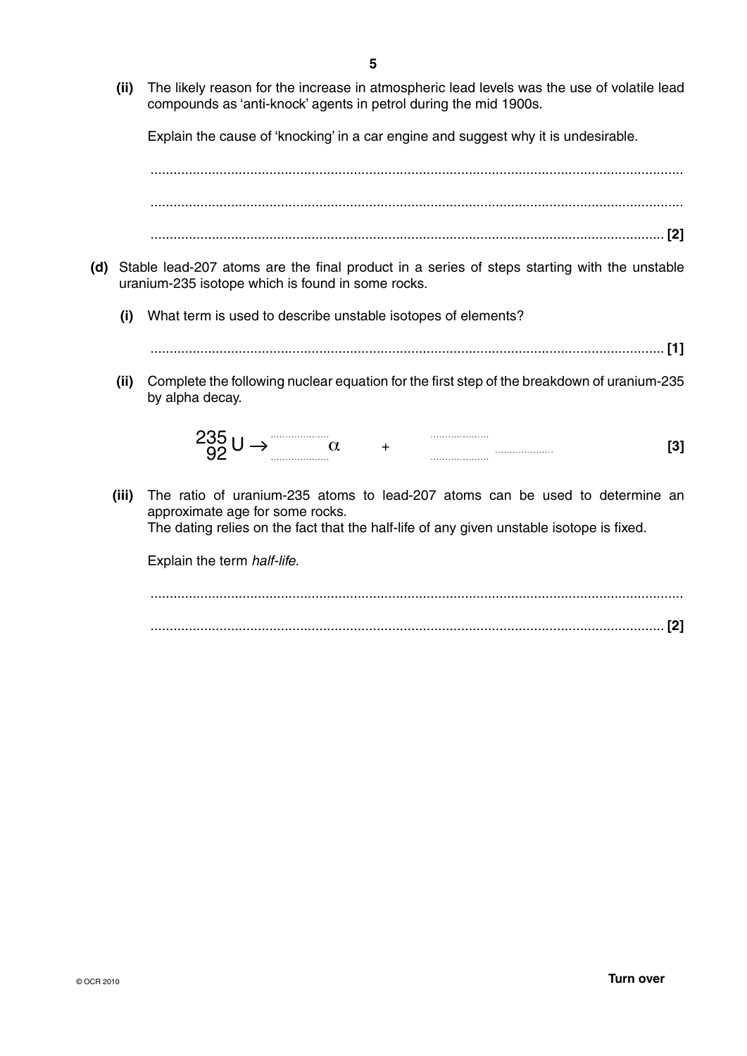**(ii)** The likely reason for the increase in atmospheric lead levels was the use of volatile lead compounds as 'anti-knock' agents in petrol during the mid 1900s.

Explain the cause of 'knocking' in a car engine and suggest why it is undesirable.

..........................................................................................................................................

..........................................................................................................................................

.................................................................................................................................... [2]

**(d)** Stable lead-207 atoms are the final product in a series of steps starting with the unstable uranium-235 isotope which is found in some rocks.

**(i)** What term is used to describe unstable isotopes of elements?

.................................................................................................................................... [1]

**(ii)** Complete the following nuclear equation for the first step of the breakdown of uranium-235 by alpha decay.

$$^{235}_{92}U \rightarrow \; ^{\cdots\cdots}_{\cdots\cdots}\alpha \quad + \quad ^{\cdots\cdots}_{\cdots\cdots} \cdots\cdots$$ [3]

**(iii)** The ratio of uranium-235 atoms to lead-207 atoms can be used to determine an approximate age for some rocks.
The dating relies on the fact that the half-life of any given unstable isotope is fixed.

Explain the term *half-life*.

..........................................................................................................................................

.................................................................................................................................... [2]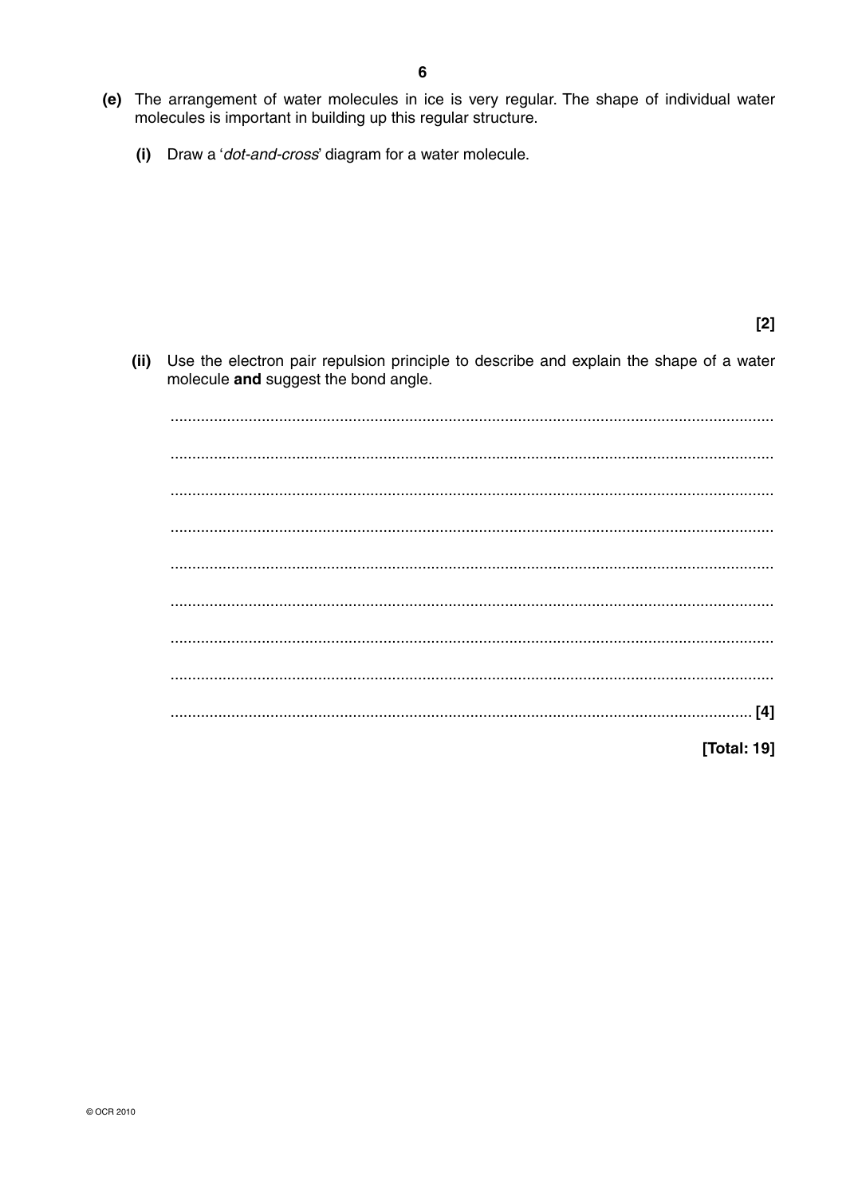**(e)** The arrangement of water molecules in ice is very regular. The shape of individual water molecules is important in building up this regular structure.

**(i)** Draw a '*dot-and-cross*' diagram for a water molecule.

**[2]**

**(ii)** Use the electron pair repulsion principle to describe and explain the shape of a water molecule **and** suggest the bond angle.

..........................................................................................................................................

..........................................................................................................................................

..........................................................................................................................................

..........................................................................................................................................

..........................................................................................................................................

..........................................................................................................................................

..........................................................................................................................................

..........................................................................................................................................

...................................................................................................................................... **[4]**

**[Total: 19]**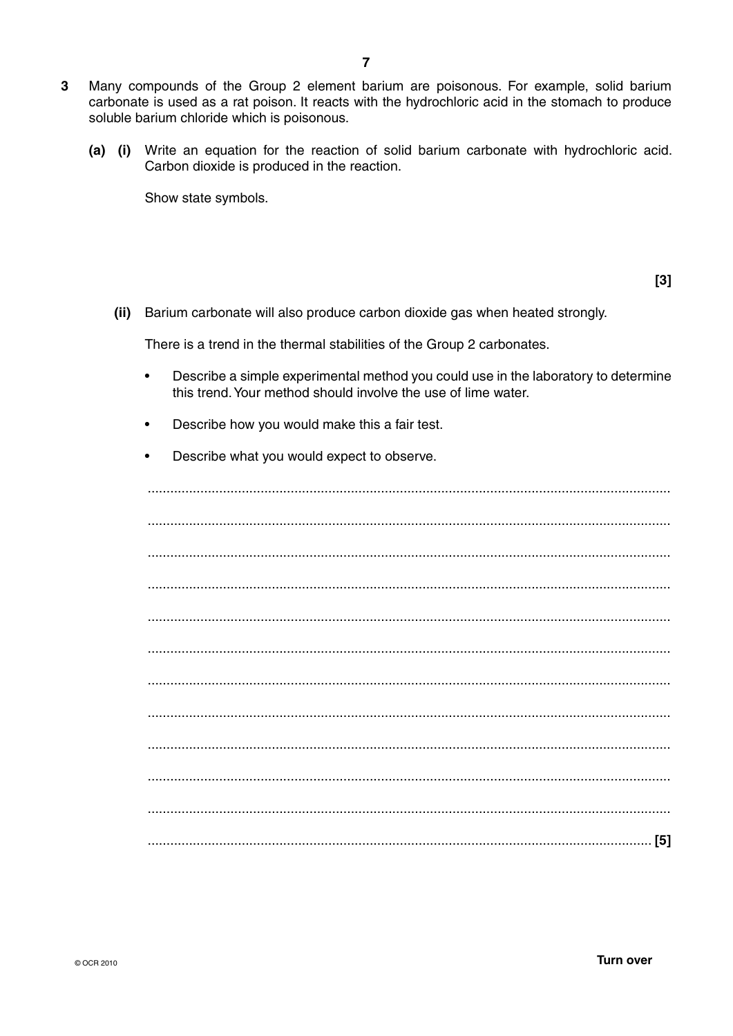**3** Many compounds of the Group 2 element barium are poisonous. For example, solid barium carbonate is used as a rat poison. It reacts with the hydrochloric acid in the stomach to produce soluble barium chloride which is poisonous.

**(a) (i)** Write an equation for the reaction of solid barium carbonate with hydrochloric acid. Carbon dioxide is produced in the reaction.

Show state symbols.

**[3]**

**(ii)** Barium carbonate will also produce carbon dioxide gas when heated strongly.

There is a trend in the thermal stabilities of the Group 2 carbonates.

- Describe a simple experimental method you could use in the laboratory to determine this trend. Your method should involve the use of lime water.
- Describe how you would make this a fair test.
- Describe what you would expect to observe.

..........................................................................................................................................

..........................................................................................................................................

..........................................................................................................................................

..........................................................................................................................................

..........................................................................................................................................

..........................................................................................................................................

..........................................................................................................................................

..........................................................................................................................................

..........................................................................................................................................

..........................................................................................................................................

..........................................................................................................................................

.................................................................................................................................... **[5]**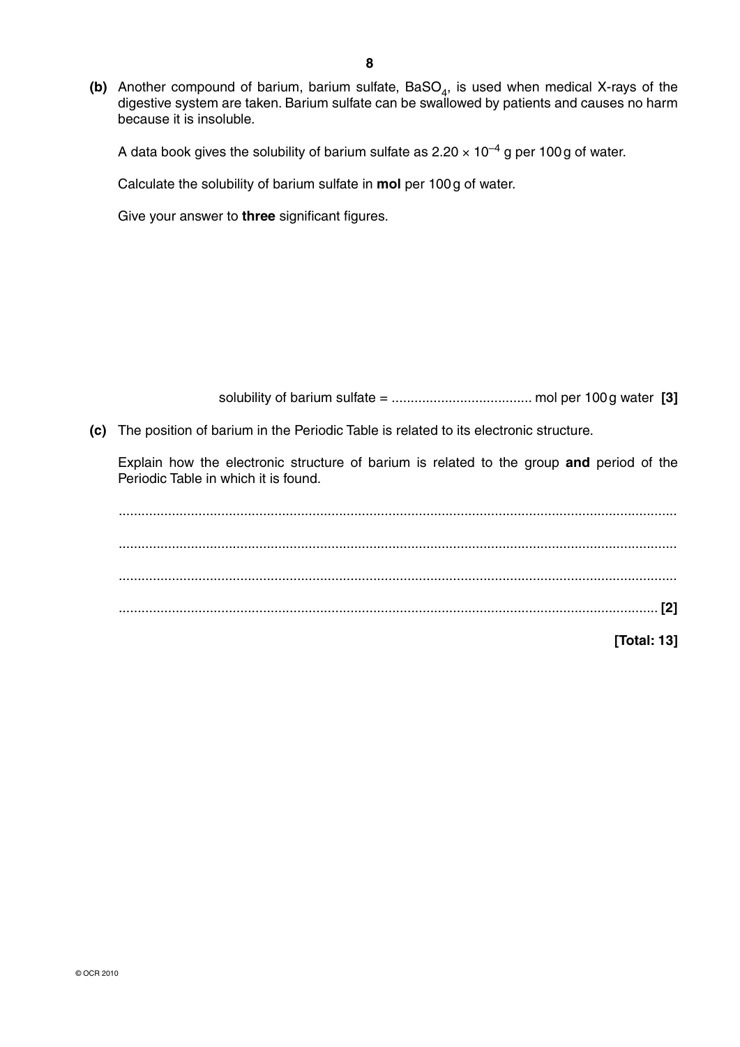**(b)** Another compound of barium, barium sulfate, $BaSO_4$, is used when medical X-rays of the digestive system are taken. Barium sulfate can be swallowed by patients and causes no harm because it is insoluble.

A data book gives the solubility of barium sulfate as $2.20 \times 10^{-4}$ g per 100 g of water.

Calculate the solubility of barium sulfate in **mol** per 100 g of water.

Give your answer to **three** significant figures.

solubility of barium sulfate = .................................... mol per 100 g water **[3]**

**(c)** The position of barium in the Periodic Table is related to its electronic structure.

Explain how the electronic structure of barium is related to the group **and** period of the Periodic Table in which it is found.

..................................................................................................................................

..................................................................................................................................

..................................................................................................................................

.............................................................................................................................. **[2]**

**[Total: 13]**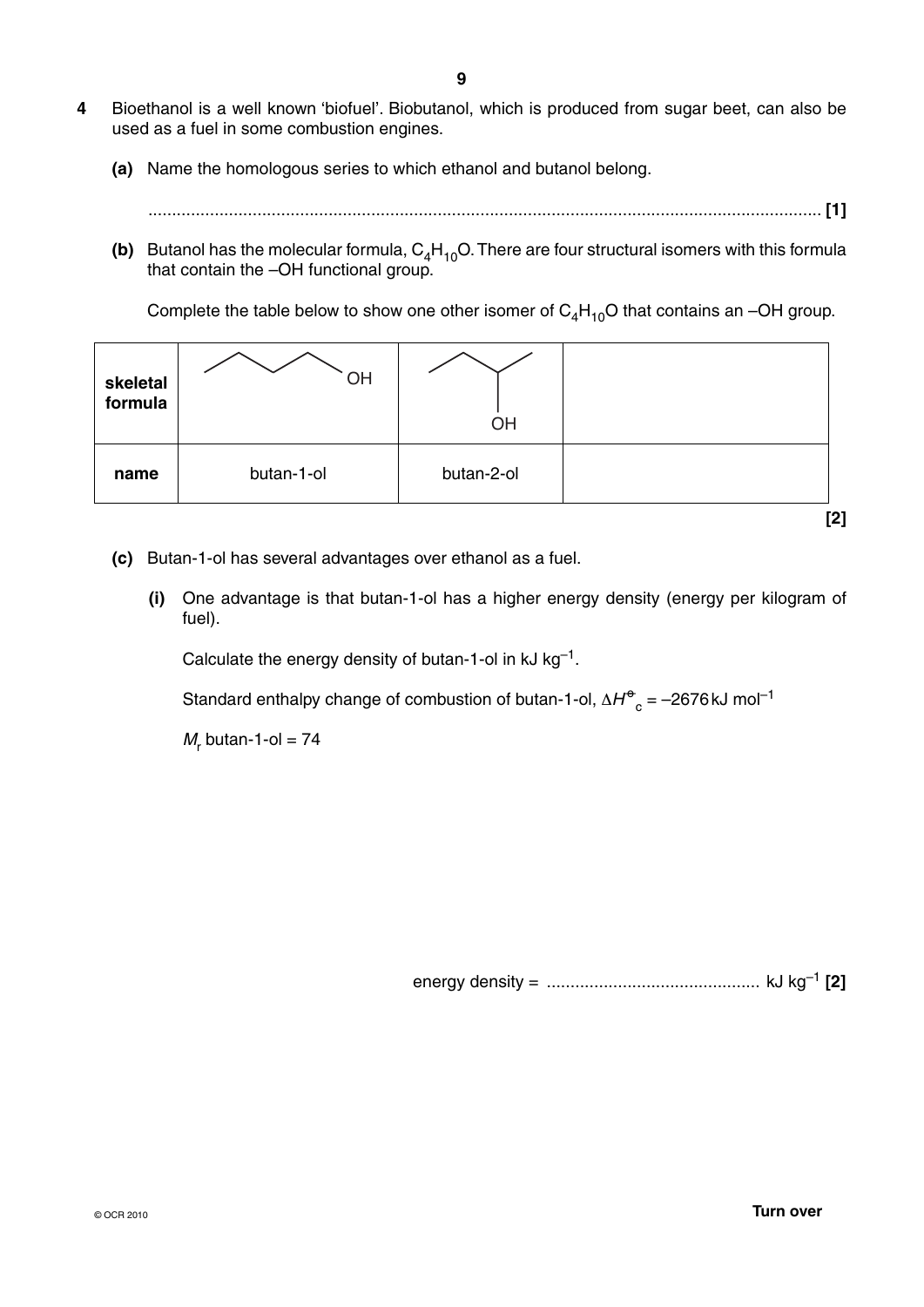**4** Bioethanol is a well known 'biofuel'. Biobutanol, which is produced from sugar beet, can also be used as a fuel in some combustion engines.

**(a)** Name the homologous series to which ethanol and butanol belong.

............................................................................................................................................. **[1]**

**(b)** Butanol has the molecular formula, $C_4H_{10}O$. There are four structural isomers with this formula that contain the –OH functional group.

Complete the table below to show one other isomer of $C_4H_{10}O$ that contains an –OH group.

| | | | |
|---|---|---|---|
| **skeletal formula** | (skeletal formula of butan-1-ol, OH on terminal carbon) | (skeletal formula of butan-2-ol, OH on second carbon) | |
| **name** | butan-1-ol | butan-2-ol | |

**[2]**

**(c)** Butan-1-ol has several advantages over ethanol as a fuel.

**(i)** One advantage is that butan-1-ol has a higher energy density (energy per kilogram of fuel).

Calculate the energy density of butan-1-ol in kJ $kg^{-1}$.

Standard enthalpy change of combustion of butan-1-ol, $\Delta H^{\ominus}_{c} = -2676\,kJ\,mol^{-1}$

$M_r$ butan-1-ol = 74

energy density = ............................................ kJ $kg^{-1}$ **[2]**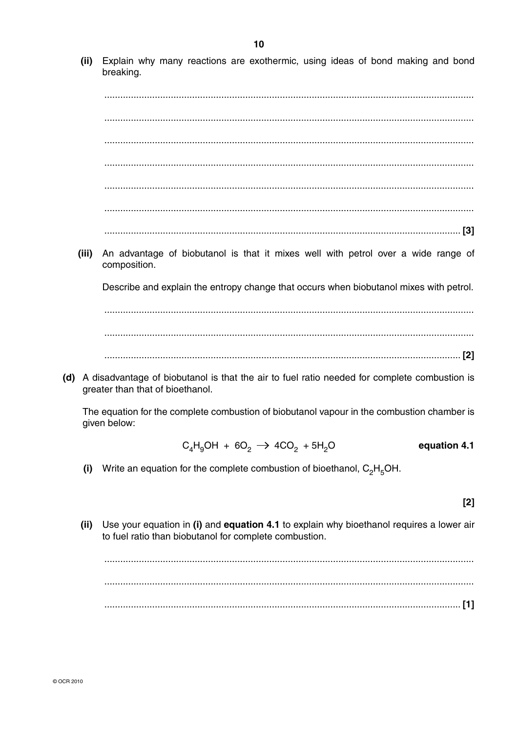**(ii)** Explain why many reactions are exothermic, using ideas of bond making and bond breaking.

.......................................................................................................................................

.......................................................................................................................................

.......................................................................................................................................

.......................................................................................................................................

.......................................................................................................................................

.......................................................................................................................................

................................................................................................................................. [3]

**(iii)** An advantage of biobutanol is that it mixes well with petrol over a wide range of composition.

Describe and explain the entropy change that occurs when biobutanol mixes with petrol.

.......................................................................................................................................

.......................................................................................................................................

................................................................................................................................. [2]

**(d)** A disadvantage of biobutanol is that the air to fuel ratio needed for complete combustion is greater than that of bioethanol.

The equation for the complete combustion of biobutanol vapour in the combustion chamber is given below:

$$C_4H_9OH + 6O_2 \rightarrow 4CO_2 + 5H_2O \qquad \textbf{equation 4.1}$$

**(i)** Write an equation for the complete combustion of bioethanol, $C_2H_5OH$.

[2]

**(ii)** Use your equation in **(i)** and **equation 4.1** to explain why bioethanol requires a lower air to fuel ratio than biobutanol for complete combustion.

.......................................................................................................................................

.......................................................................................................................................

................................................................................................................................. [1]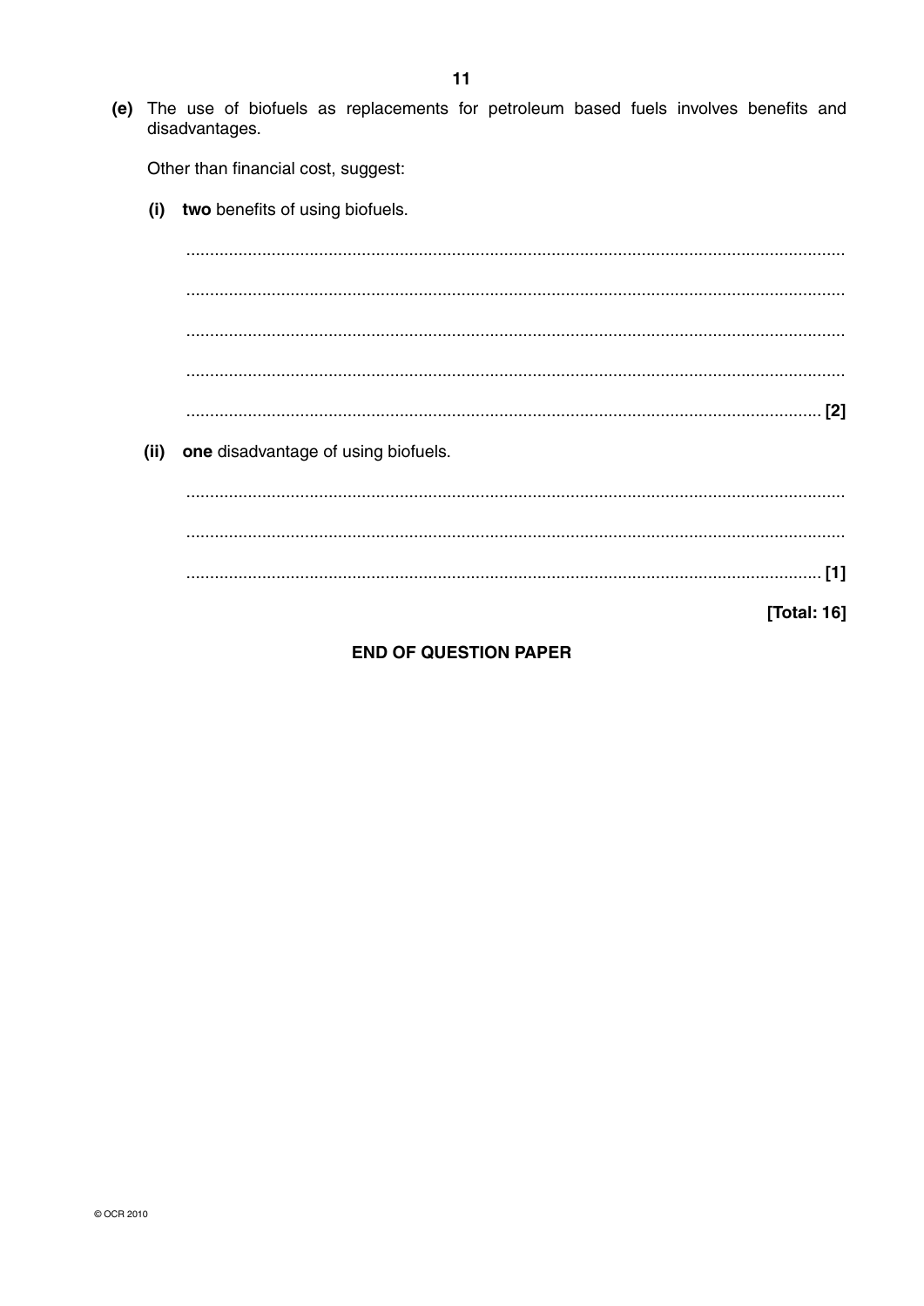(e) The use of biofuels as replacements for petroleum based fuels involves benefits and disadvantages.

Other than financial cost, suggest:

(i) **two** benefits of using biofuels.

.......................................................................................................................................

.......................................................................................................................................

.......................................................................................................................................

.......................................................................................................................................

................................................................................................................................. [2]

(ii) **one** disadvantage of using biofuels.

.......................................................................................................................................

.......................................................................................................................................

................................................................................................................................. [1]

**[Total: 16]**

**END OF QUESTION PAPER**

© OCR 2010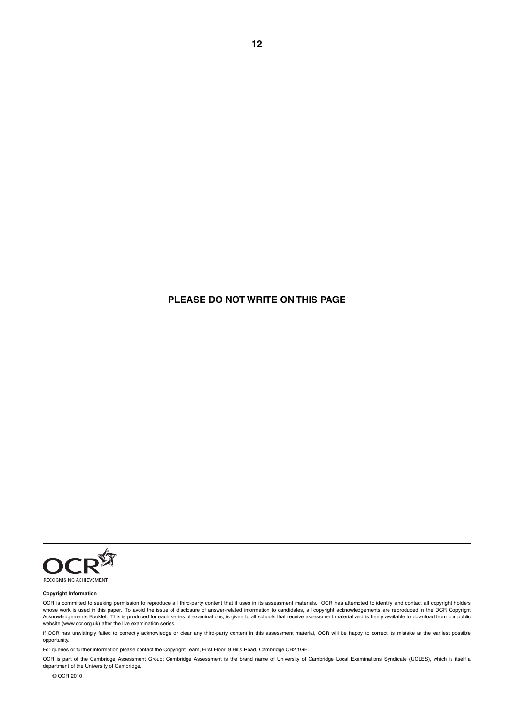**PLEASE DO NOT WRITE ON THIS PAGE**

OCR

RECOGNISING ACHIEVEMENT

**Copyright Information**

OCR is committed to seeking permission to reproduce all third-party content that it uses in its assessment materials. OCR has attempted to identify and contact all copyright holders whose work is used in this paper. To avoid the issue of disclosure of answer-related information to candidates, all copyright acknowledgements are reproduced in the OCR Copyright Acknowledgements Booklet. This is produced for each series of examinations, is given to all schools that receive assessment material and is freely available to download from our public website (www.ocr.org.uk) after the live examination series.

If OCR has unwittingly failed to correctly acknowledge or clear any third-party content in this assessment material, OCR will be happy to correct its mistake at the earliest possible opportunity.

For queries or further information please contact the Copyright Team, First Floor, 9 Hills Road, Cambridge CB2 1GE.

OCR is part of the Cambridge Assessment Group; Cambridge Assessment is the brand name of University of Cambridge Local Examinations Syndicate (UCLES), which is itself a department of the University of Cambridge.

© OCR 2010